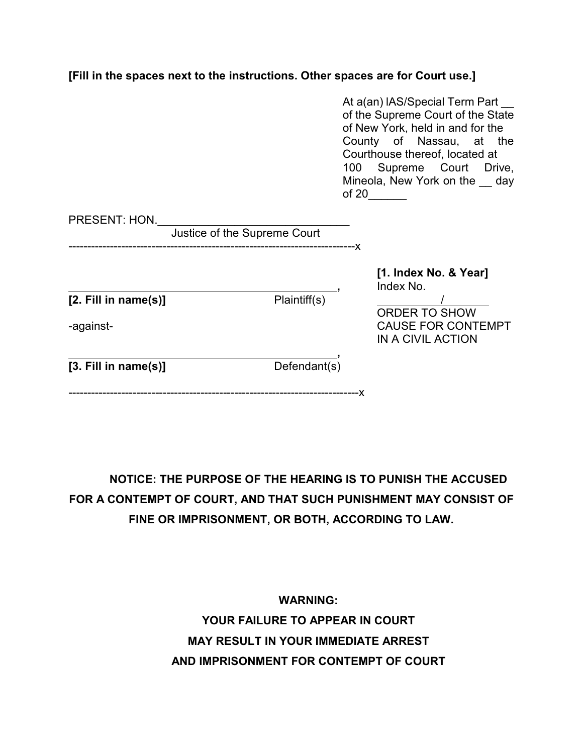**[Fill in the spaces next to the instructions. Other spaces are for Court use.]**

At a(an) IAS/Special Term Part __ of the Supreme Court of the State of New York, held in and for the County of Nassau, at the Courthouse thereof, located at 100 Supreme Court Drive, Mineola, New York on the __ day of 20______

PRESENT: HON.______________________________
Justice of the Supreme Court

---------------------------------------------------------------------------x

______________________________________________,
**[2. Fill in name(s)]** Plaintiff(s)

-against-

______________________________________________,
**[3. Fill in name(s)]** Defendant(s)

---------------------------------------------------------------------------x

**[1. Index No. & Year]**
Index No.
__________/________

ORDER TO SHOW CAUSE FOR CONTEMPT IN A CIVIL ACTION

**NOTICE: THE PURPOSE OF THE HEARING IS TO PUNISH THE ACCUSED FOR A CONTEMPT OF COURT, AND THAT SUCH PUNISHMENT MAY CONSIST OF FINE OR IMPRISONMENT, OR BOTH, ACCORDING TO LAW.**

**WARNING:**
**YOUR FAILURE TO APPEAR IN COURT**
**MAY RESULT IN YOUR IMMEDIATE ARREST**
**AND IMPRISONMENT FOR CONTEMPT OF COURT**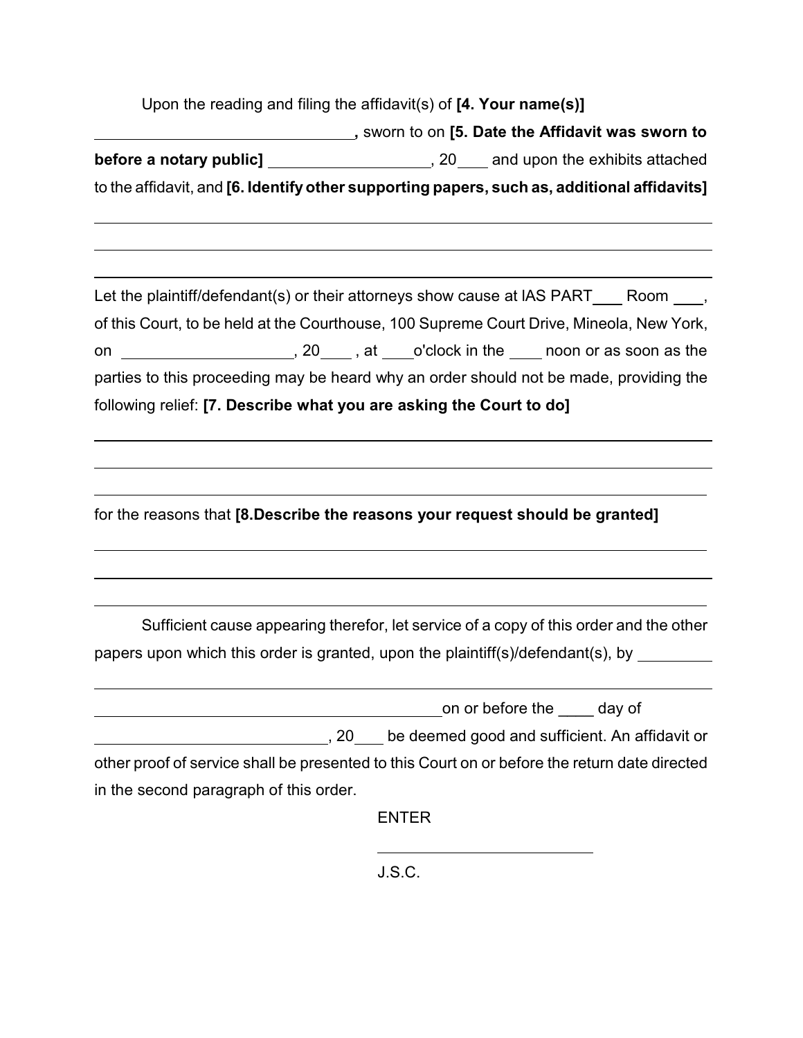Upon the reading and filing the affidavit(s) of **[4. Your name(s)]**

______________________________**,** sworn to on **[5. Date the Affidavit was sworn to before a notary public]** __________________, 20___ and upon the exhibits attached to the affidavit, and **[6. Identify other supporting papers, such as, additional affidavits]**

______________________________________________________________________________

______________________________________________________________________________

______________________________________________________________________________

Let the plaintiff/defendant(s) or their attorneys show cause at IAS PART___ Room ___, of this Court, to be held at the Courthouse, 100 Supreme Court Drive, Mineola, New York, on ___________________, 20____ , at ____o'clock in the ____ noon or as soon as the parties to this proceeding may be heard why an order should not be made, providing the following relief: **[7. Describe what you are asking the Court to do]**

______________________________________________________________________________

______________________________________________________________________________

______________________________________________________________________________

for the reasons that **[8.Describe the reasons your request should be granted]**

______________________________________________________________________________

______________________________________________________________________________

______________________________________________________________________________

Sufficient cause appearing therefor, let service of a copy of this order and the other papers upon which this order is granted, upon the plaintiff(s)/defendant(s), by ________

______________________________________________________________________________

________________________________________on or before the ____ day of

___________________________, 20___ be deemed good and sufficient. An affidavit or other proof of service shall be presented to this Court on or before the return date directed in the second paragraph of this order.

ENTER

_________________________

J.S.C.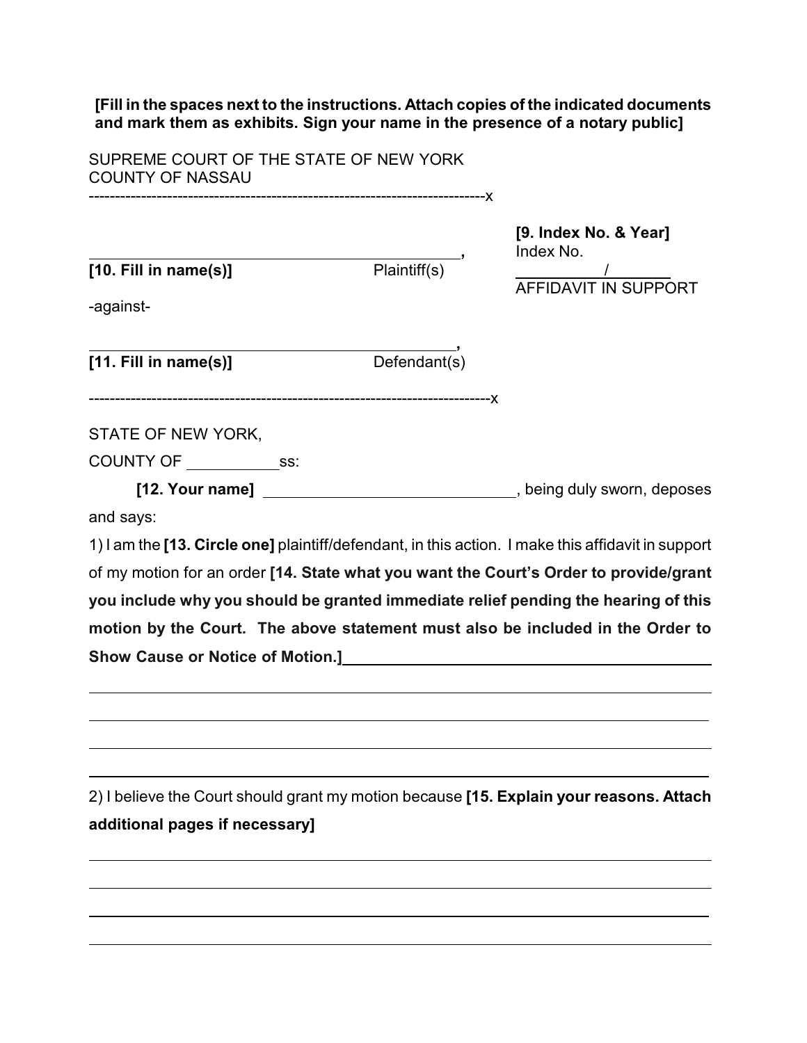**[Fill in the spaces next to the instructions. Attach copies of the indicated documents and mark them as exhibits. Sign your name in the presence of a notary public]**

SUPREME COURT OF THE STATE OF NEW YORK
COUNTY OF NASSAU

--------------------------------------------------------------------------x

| | | |
|---|---|---|
| ______________________________________________, | | **[9. Index No. & Year]** |
| **[10. Fill in name(s)]** | Plaintiff(s) | Index No. ________/________ |
| | | AFFIDAVIT IN SUPPORT |
| -against- | | |
| ______________________________________________, | | |
| **[11. Fill in name(s)]** | Defendant(s) | |

--------------------------------------------------------------------------x

STATE OF NEW YORK,

COUNTY OF ___________ ss:

**[12. Your name]** _____________________________, being duly sworn, deposes and says:

1) I am the **[13. Circle one]** plaintiff/defendant, in this action. I make this affidavit in support of my motion for an order **[14. State what you want the Court's Order to provide/grant you include why you should be granted immediate relief pending the hearing of this motion by the Court. The above statement must also be included in the Order to Show Cause or Notice of Motion.]** ______________________________________________

________________________________________________________________________

________________________________________________________________________

________________________________________________________________________

________________________________________________________________________

2) I believe the Court should grant my motion because **[15. Explain your reasons. Attach additional pages if necessary]**

________________________________________________________________________

________________________________________________________________________

________________________________________________________________________

________________________________________________________________________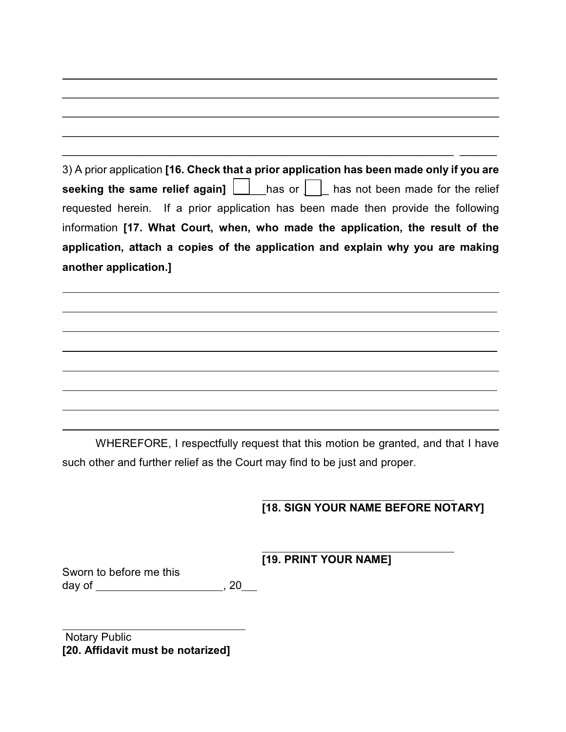\_\_\_\_\_\_\_\_\_\_\_\_\_\_\_\_\_\_\_\_\_\_\_\_\_\_\_\_\_\_\_\_\_\_\_\_\_\_\_\_\_\_\_\_\_\_\_\_\_\_\_\_\_\_\_\_\_\_\_\_\_\_\_\_\_\_\_\_\_\_

\_\_\_\_\_\_\_\_\_\_\_\_\_\_\_\_\_\_\_\_\_\_\_\_\_\_\_\_\_\_\_\_\_\_\_\_\_\_\_\_\_\_\_\_\_\_\_\_\_\_\_\_\_\_\_\_\_\_\_\_\_\_\_\_\_\_\_\_\_\_

\_\_\_\_\_\_\_\_\_\_\_\_\_\_\_\_\_\_\_\_\_\_\_\_\_\_\_\_\_\_\_\_\_\_\_\_\_\_\_\_\_\_\_\_\_\_\_\_\_\_\_\_\_\_\_\_\_\_\_\_\_\_\_\_\_\_\_\_\_\_

\_\_\_\_\_\_\_\_\_\_\_\_\_\_\_\_\_\_\_\_\_\_\_\_\_\_\_\_\_\_\_\_\_\_\_\_\_\_\_\_\_\_\_\_\_\_\_\_\_\_\_\_\_\_\_\_\_\_\_\_\_\_\_\_\_\_\_\_\_\_

\_\_\_\_\_\_\_\_\_\_\_\_\_\_\_\_\_\_\_\_\_\_\_\_\_\_\_\_\_\_\_\_\_\_\_\_\_\_\_\_\_\_\_\_\_\_\_\_\_\_\_\_\_\_\_\_\_\_\_\_\_\_\_\_ \_\_\_\_\_\_

3) A prior application **[16. Check that a prior application has been made only if you are seeking the same relief again]** ☐ has or ☐ has not been made for the relief requested herein. If a prior application has been made then provide the following information **[17. What Court, when, who made the application, the result of the application, attach a copies of the application and explain why you are making another application.]**

\_\_\_\_\_\_\_\_\_\_\_\_\_\_\_\_\_\_\_\_\_\_\_\_\_\_\_\_\_\_\_\_\_\_\_\_\_\_\_\_\_\_\_\_\_\_\_\_\_\_\_\_\_\_\_\_\_\_\_\_\_\_\_\_\_\_\_\_\_\_

\_\_\_\_\_\_\_\_\_\_\_\_\_\_\_\_\_\_\_\_\_\_\_\_\_\_\_\_\_\_\_\_\_\_\_\_\_\_\_\_\_\_\_\_\_\_\_\_\_\_\_\_\_\_\_\_\_\_\_\_\_\_\_\_\_\_\_\_\_\_

\_\_\_\_\_\_\_\_\_\_\_\_\_\_\_\_\_\_\_\_\_\_\_\_\_\_\_\_\_\_\_\_\_\_\_\_\_\_\_\_\_\_\_\_\_\_\_\_\_\_\_\_\_\_\_\_\_\_\_\_\_\_\_\_\_\_\_\_\_\_

\_\_\_\_\_\_\_\_\_\_\_\_\_\_\_\_\_\_\_\_\_\_\_\_\_\_\_\_\_\_\_\_\_\_\_\_\_\_\_\_\_\_\_\_\_\_\_\_\_\_\_\_\_\_\_\_\_\_\_\_\_\_\_\_\_\_\_\_\_\_

\_\_\_\_\_\_\_\_\_\_\_\_\_\_\_\_\_\_\_\_\_\_\_\_\_\_\_\_\_\_\_\_\_\_\_\_\_\_\_\_\_\_\_\_\_\_\_\_\_\_\_\_\_\_\_\_\_\_\_\_\_\_\_\_\_\_\_\_\_\_

\_\_\_\_\_\_\_\_\_\_\_\_\_\_\_\_\_\_\_\_\_\_\_\_\_\_\_\_\_\_\_\_\_\_\_\_\_\_\_\_\_\_\_\_\_\_\_\_\_\_\_\_\_\_\_\_\_\_\_\_\_\_\_\_\_\_\_\_\_\_

\_\_\_\_\_\_\_\_\_\_\_\_\_\_\_\_\_\_\_\_\_\_\_\_\_\_\_\_\_\_\_\_\_\_\_\_\_\_\_\_\_\_\_\_\_\_\_\_\_\_\_\_\_\_\_\_\_\_\_\_\_\_\_\_\_\_\_\_\_\_

\_\_\_\_\_\_\_\_\_\_\_\_\_\_\_\_\_\_\_\_\_\_\_\_\_\_\_\_\_\_\_\_\_\_\_\_\_\_\_\_\_\_\_\_\_\_\_\_\_\_\_\_\_\_\_\_\_\_\_\_\_\_\_\_\_\_\_\_\_\_

WHEREFORE, I respectfully request that this motion be granted, and that I have such other and further relief as the Court may find to be just and proper.

\_\_\_\_\_\_\_\_\_\_\_\_\_\_\_\_\_\_\_\_\_\_\_\_\_\_\_\_\_\_\_\_

**[18. SIGN YOUR NAME BEFORE NOTARY]**

\_\_\_\_\_\_\_\_\_\_\_\_\_\_\_\_\_\_\_\_\_\_\_\_\_\_\_\_\_\_\_\_

**[19. PRINT YOUR NAME]**

Sworn to before me this
day of \_\_\_\_\_\_\_\_\_\_\_\_\_\_\_\_\_\_\_\_, 20\_\_\_

\_\_\_\_\_\_\_\_\_\_\_\_\_\_\_\_\_\_\_\_\_\_\_\_\_\_\_\_\_\_\_\_

Notary Public
**[20. Affidavit must be notarized]**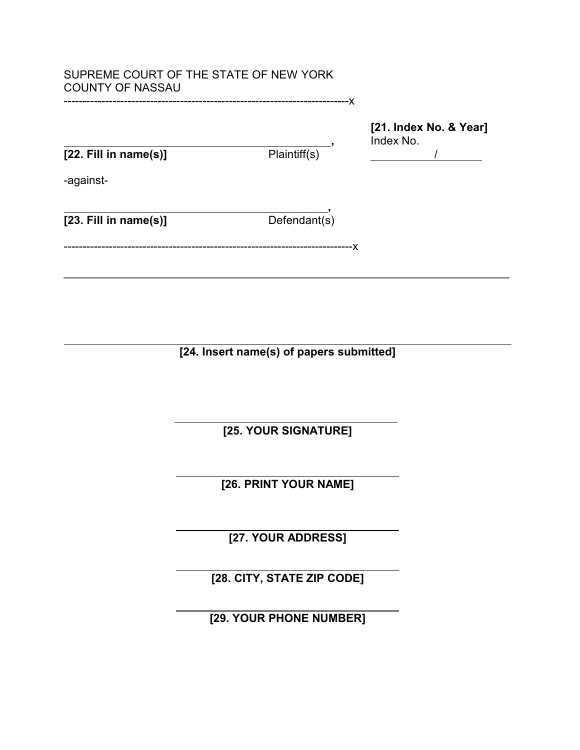SUPREME COURT OF THE STATE OF NEW YORK
COUNTY OF NASSAU

---------------------------------------------------------------------------x

**[21. Index No. & Year]**
Index No.
__________/________

_______________________________________________,
**[22. Fill in name(s)]** Plaintiff(s)

-against-

_______________________________________________,
**[23. Fill in name(s)]** Defendant(s)

---------------------------------------------------------------------------x

_____________________________________________________________________________

_____________________________________________________________________________
**[24. Insert name(s) of papers submitted]**

_______________________________________
**[25. YOUR SIGNATURE]**

_______________________________________
**[26. PRINT YOUR NAME]**

_______________________________________
**[27. YOUR ADDRESS]**

_______________________________________
**[28. CITY, STATE ZIP CODE]**

_______________________________________
**[29. YOUR PHONE NUMBER]**